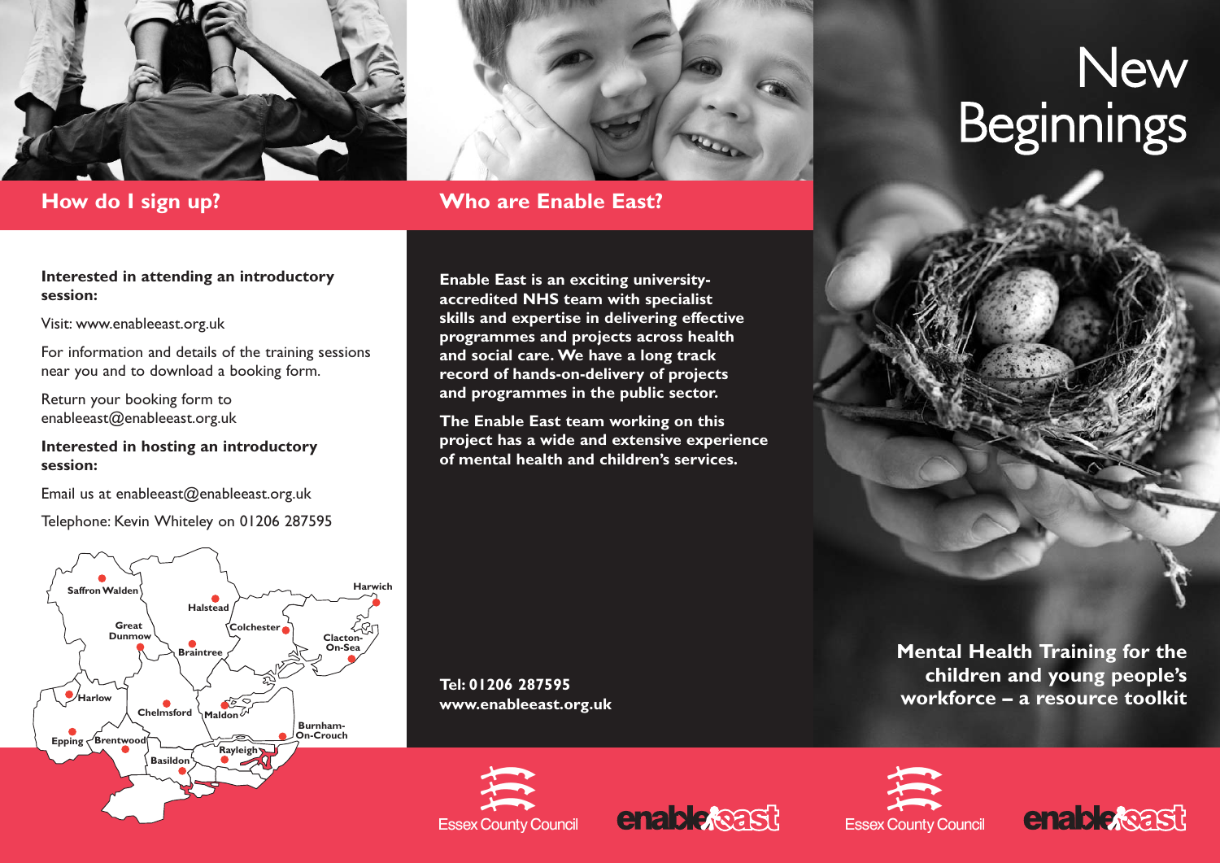## How do I sign up?

**Interested in attending an introductory session:**

Visit: www.enableeast.org.uk

For information and details of the training sessions near you and to download a booking form.

Return your booking form to enableeast@enableeast.org.uk

**Interested in hosting an introductory session:**

Email us at enableeast@enableeast.org.uk

Telephone: Kevin Whiteley on 01206 287595

Saffron Walden, Halstead, Harwich, Great Dunmow, Colchester, Clacton-On-Sea, Braintree, Harlow, Chelmsford, Maldon, Burnham-On-Crouch, Epping, Brentwood, Rayleigh, Basildon

## Who are Enable East?

**Enable East is an exciting university-accredited NHS team with specialist skills and expertise in delivering effective programmes and projects across health and social care. We have a long track record of hands-on-delivery of projects and programmes in the public sector.**

**The Enable East team working on this project has a wide and extensive experience of mental health and children's services.**

**Tel: 01206 287595**
**www.enableeast.org.uk**

Essex County Council

enable east

# New Beginnings

**Mental Health Training for the children and young people's workforce – a resource toolkit**

Essex County Council

enable east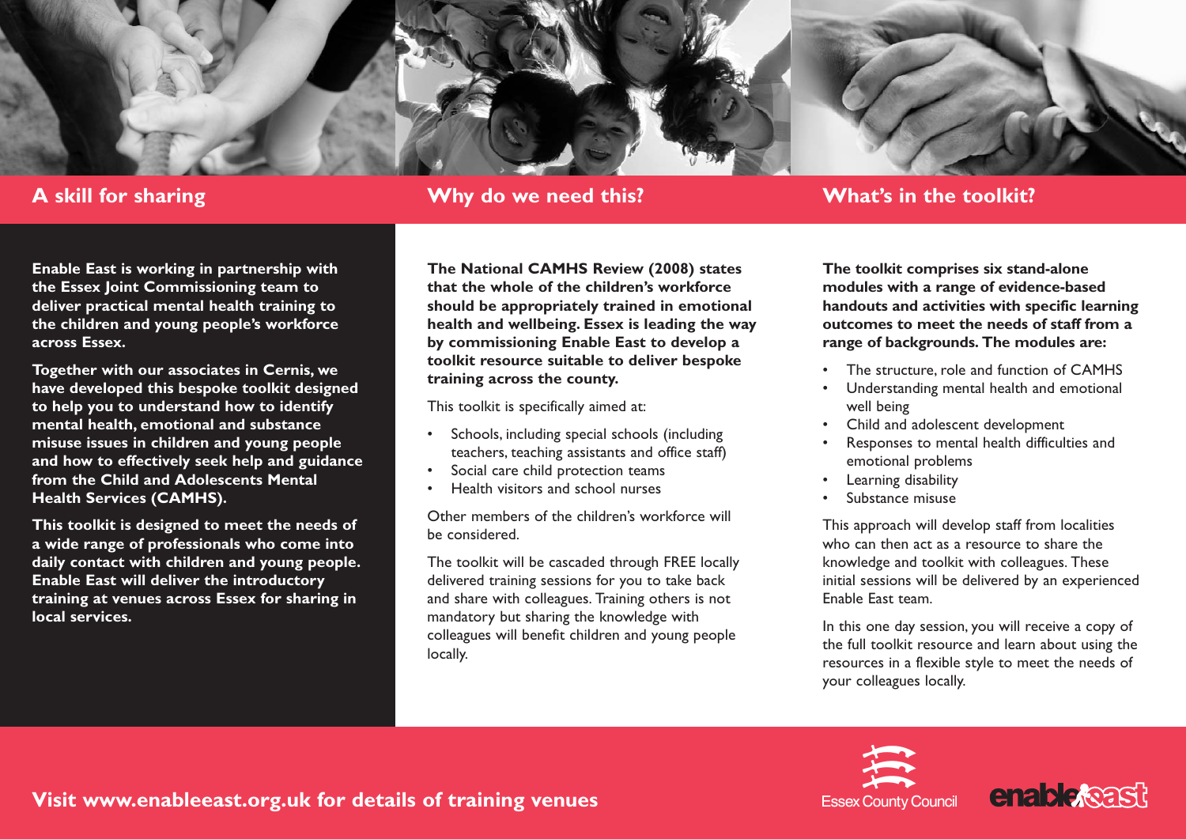## A skill for sharing

**Enable East is working in partnership with the Essex Joint Commissioning team to deliver practical mental health training to the children and young people's workforce across Essex.**

**Together with our associates in Cernis, we have developed this bespoke toolkit designed to help you to understand how to identify mental health, emotional and substance misuse issues in children and young people and how to effectively seek help and guidance from the Child and Adolescents Mental Health Services (CAMHS).**

**This toolkit is designed to meet the needs of a wide range of professionals who come into daily contact with children and young people. Enable East will deliver the introductory training at venues across Essex for sharing in local services.**

## Why do we need this?

**The National CAMHS Review (2008) states that the whole of the children's workforce should be appropriately trained in emotional health and wellbeing. Essex is leading the way by commissioning Enable East to develop a toolkit resource suitable to deliver bespoke training across the county.**

This toolkit is specifically aimed at:

- Schools, including special schools (including teachers, teaching assistants and office staff)
- Social care child protection teams
- Health visitors and school nurses

Other members of the children's workforce will be considered.

The toolkit will be cascaded through FREE locally delivered training sessions for you to take back and share with colleagues. Training others is not mandatory but sharing the knowledge with colleagues will benefit children and young people locally.

## What's in the toolkit?

**The toolkit comprises six stand-alone modules with a range of evidence-based handouts and activities with specific learning outcomes to meet the needs of staff from a range of backgrounds. The modules are:**

- The structure, role and function of CAMHS
- Understanding mental health and emotional well being
- Child and adolescent development
- Responses to mental health difficulties and emotional problems
- Learning disability
- Substance misuse

This approach will develop staff from localities who can then act as a resource to share the knowledge and toolkit with colleagues. These initial sessions will be delivered by an experienced Enable East team.

In this one day session, you will receive a copy of the full toolkit resource and learn about using the resources in a flexible style to meet the needs of your colleagues locally.

**Visit www.enableeast.org.uk for details of training venues**

Essex County Council

enable east